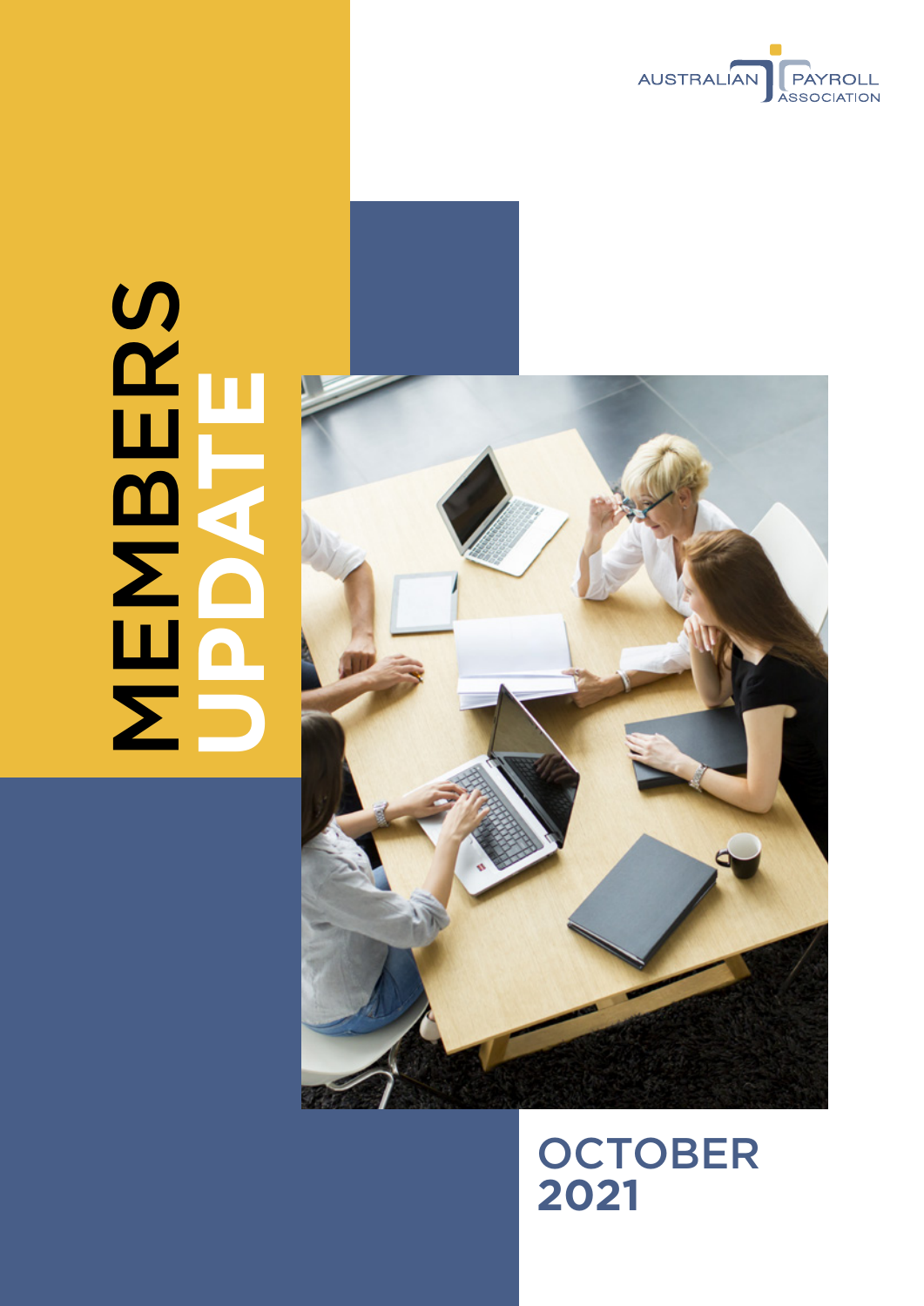AUSTRALIAN PAYROLL ASSOCIATION

# MEMBERS UPDATE

## OCTOBER 2021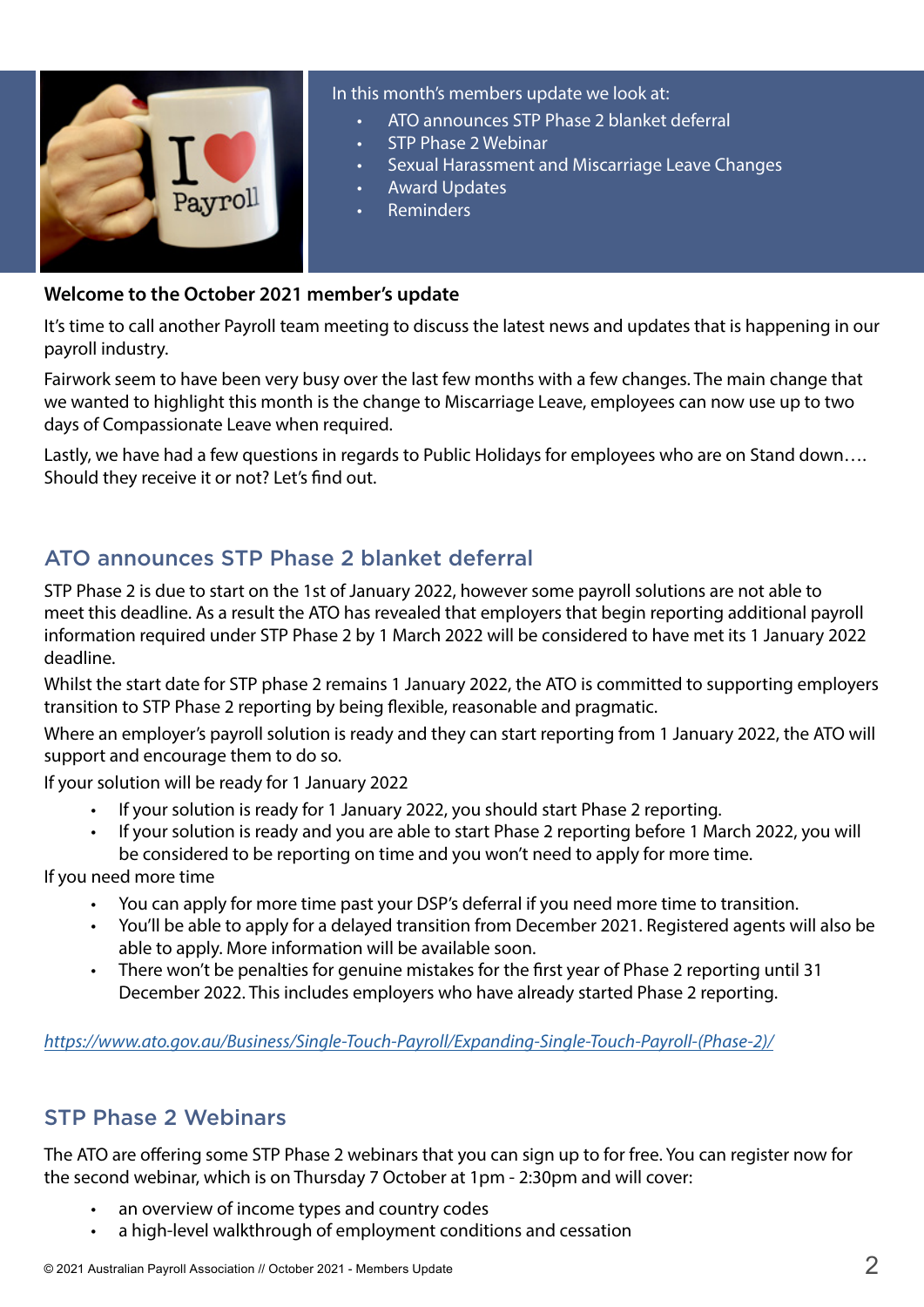In this month's members update we look at:

- ATO announces STP Phase 2 blanket deferral
- STP Phase 2 Webinar
- Sexual Harassment and Miscarriage Leave Changes
- Award Updates
- Reminders

**Welcome to the October 2021 member's update**

It's time to call another Payroll team meeting to discuss the latest news and updates that is happening in our payroll industry.

Fairwork seem to have been very busy over the last few months with a few changes. The main change that we wanted to highlight this month is the change to Miscarriage Leave, employees can now use up to two days of Compassionate Leave when required.

Lastly, we have had a few questions in regards to Public Holidays for employees who are on Stand down…. Should they receive it or not? Let's find out.

## ATO announces STP Phase 2 blanket deferral

STP Phase 2 is due to start on the 1st of January 2022, however some payroll solutions are not able to meet this deadline. As a result the ATO has revealed that employers that begin reporting additional payroll information required under STP Phase 2 by 1 March 2022 will be considered to have met its 1 January 2022 deadline.

Whilst the start date for STP phase 2 remains 1 January 2022, the ATO is committed to supporting employers transition to STP Phase 2 reporting by being flexible, reasonable and pragmatic.

Where an employer's payroll solution is ready and they can start reporting from 1 January 2022, the ATO will support and encourage them to do so.

If your solution will be ready for 1 January 2022

- If your solution is ready for 1 January 2022, you should start Phase 2 reporting.
- If your solution is ready and you are able to start Phase 2 reporting before 1 March 2022, you will be considered to be reporting on time and you won't need to apply for more time.

If you need more time

- You can apply for more time past your DSP's deferral if you need more time to transition.
- You'll be able to apply for a delayed transition from December 2021. Registered agents will also be able to apply. More information will be available soon.
- There won't be penalties for genuine mistakes for the first year of Phase 2 reporting until 31 December 2022. This includes employers who have already started Phase 2 reporting.

*https://www.ato.gov.au/Business/Single-Touch-Payroll/Expanding-Single-Touch-Payroll-(Phase-2)/*

## STP Phase 2 Webinars

The ATO are offering some STP Phase 2 webinars that you can sign up to for free. You can register now for the second webinar, which is on Thursday 7 October at 1pm - 2:30pm and will cover:

- an overview of income types and country codes
- a high-level walkthrough of employment conditions and cessation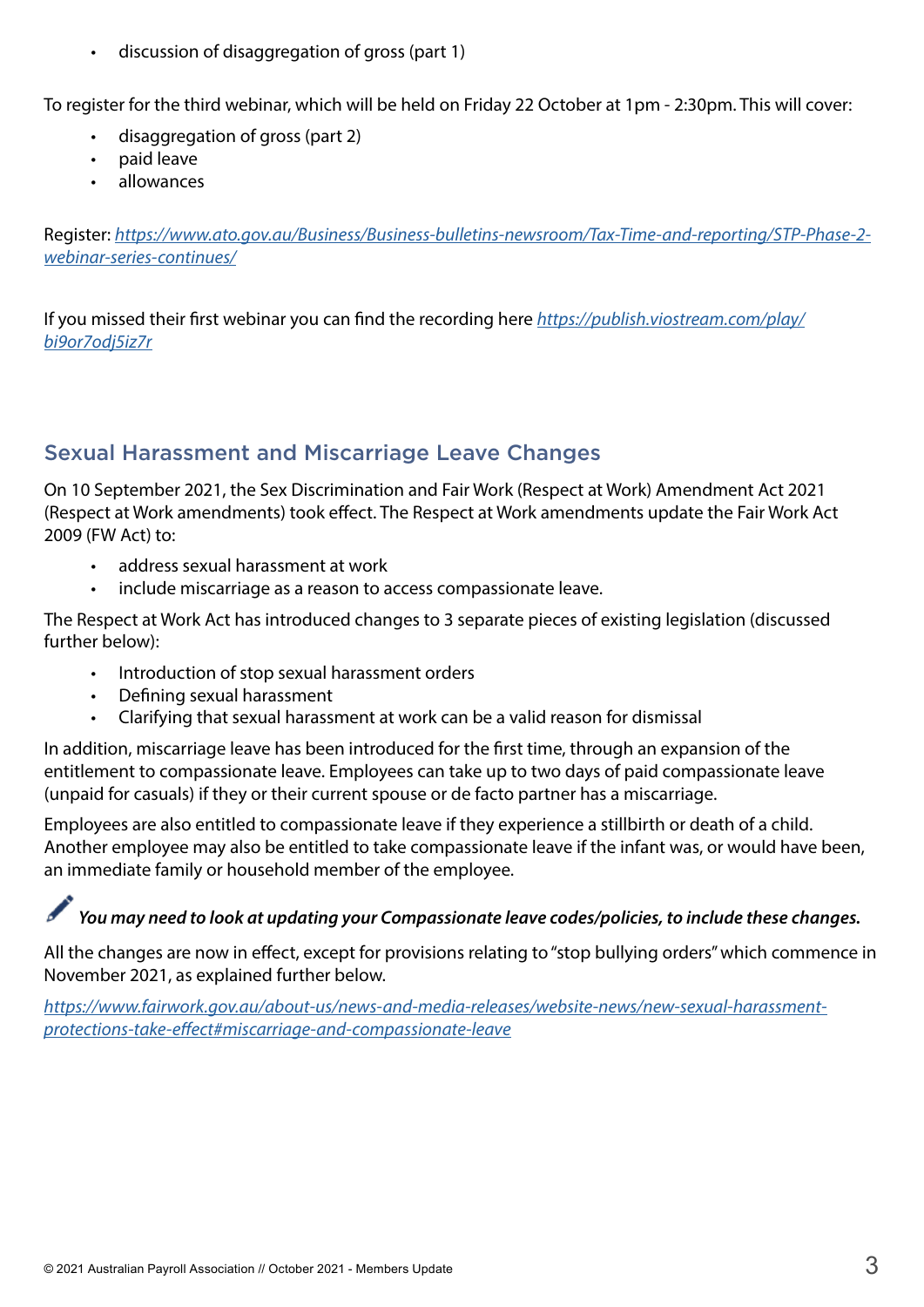- discussion of disaggregation of gross (part 1)

To register for the third webinar, which will be held on Friday 22 October at 1pm - 2:30pm. This will cover:

- disaggregation of gross (part 2)
- paid leave
- allowances

Register: *https://www.ato.gov.au/Business/Business-bulletins-newsroom/Tax-Time-and-reporting/STP-Phase-2-webinar-series-continues/*

If you missed their first webinar you can find the recording here *https://publish.viostream.com/play/bi9or7odj5iz7r*

## Sexual Harassment and Miscarriage Leave Changes

On 10 September 2021, the Sex Discrimination and Fair Work (Respect at Work) Amendment Act 2021 (Respect at Work amendments) took effect. The Respect at Work amendments update the Fair Work Act 2009 (FW Act) to:

- address sexual harassment at work
- include miscarriage as a reason to access compassionate leave.

The Respect at Work Act has introduced changes to 3 separate pieces of existing legislation (discussed further below):

- Introduction of stop sexual harassment orders
- Defining sexual harassment
- Clarifying that sexual harassment at work can be a valid reason for dismissal

In addition, miscarriage leave has been introduced for the first time, through an expansion of the entitlement to compassionate leave. Employees can take up to two days of paid compassionate leave (unpaid for casuals) if they or their current spouse or de facto partner has a miscarriage.

Employees are also entitled to compassionate leave if they experience a stillbirth or death of a child. Another employee may also be entitled to take compassionate leave if the infant was, or would have been, an immediate family or household member of the employee.

***You may need to look at updating your Compassionate leave codes/policies, to include these changes.***

All the changes are now in effect, except for provisions relating to "stop bullying orders" which commence in November 2021, as explained further below.

*https://www.fairwork.gov.au/about-us/news-and-media-releases/website-news/new-sexual-harassment-protections-take-effect#miscarriage-and-compassionate-leave*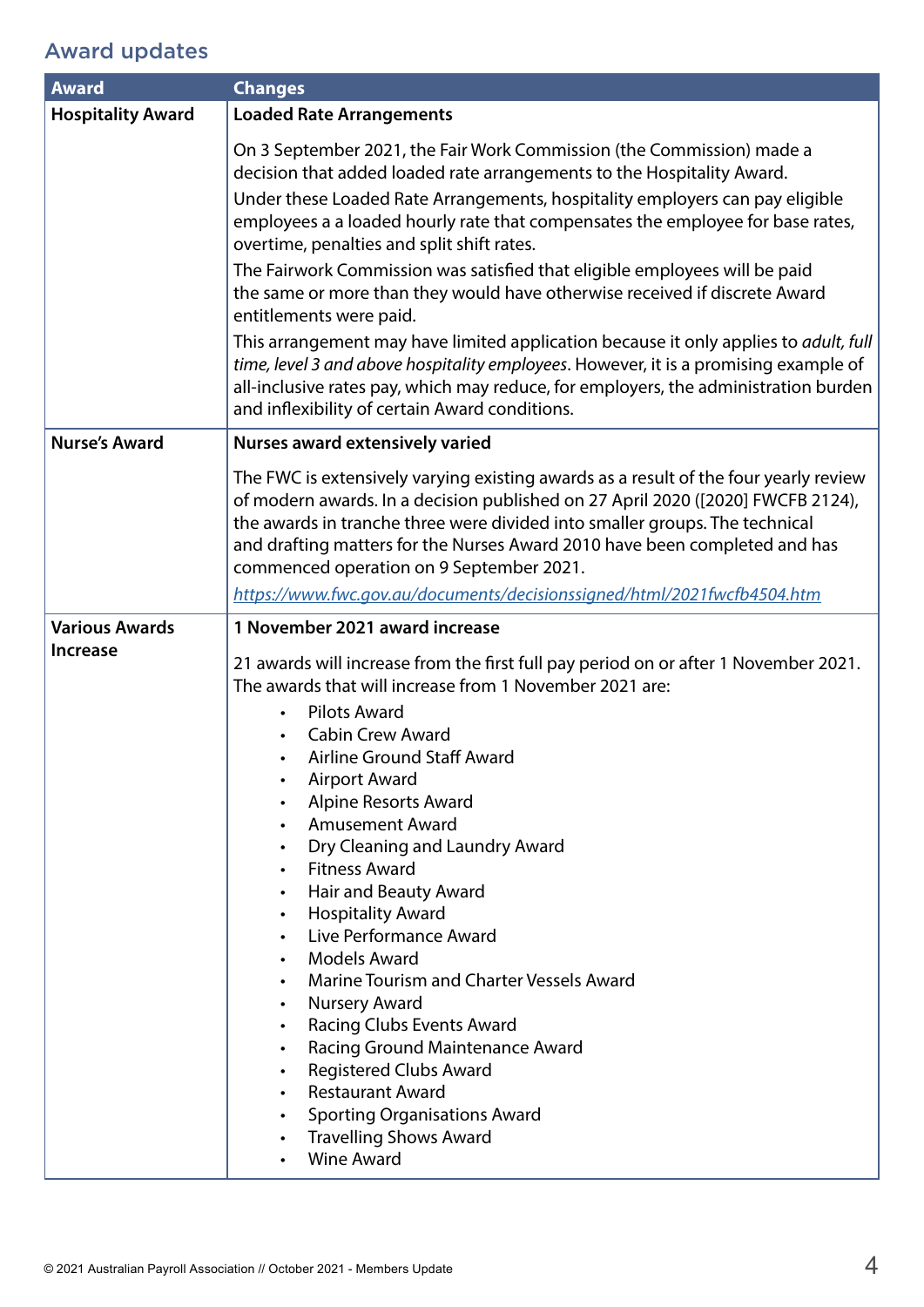## Award updates

| Award | Changes |
|---|---|
| **Hospitality Award** | **Loaded Rate Arrangements**<br><br>On 3 September 2021, the Fair Work Commission (the Commission) made a decision that added loaded rate arrangements to the Hospitality Award.<br>Under these Loaded Rate Arrangements, hospitality employers can pay eligible employees a a loaded hourly rate that compensates the employee for base rates, overtime, penalties and split shift rates.<br>The Fairwork Commission was satisfied that eligible employees will be paid the same or more than they would have otherwise received if discrete Award entitlements were paid.<br>This arrangement may have limited application because it only applies to *adult, full time, level 3 and above hospitality employees*. However, it is a promising example of all-inclusive rates pay, which may reduce, for employers, the administration burden and inflexibility of certain Award conditions. |
| **Nurse's Award** | **Nurses award extensively varied**<br><br>The FWC is extensively varying existing awards as a result of the four yearly review of modern awards. In a decision published on 27 April 2020 ([2020] FWCFB 2124), the awards in tranche three were divided into smaller groups. The technical and drafting matters for the Nurses Award 2010 have been completed and has commenced operation on 9 September 2021.<br>*https://www.fwc.gov.au/documents/decisionssigned/html/2021fwcfb4504.htm* |
| **Various Awards Increase** | **1 November 2021 award increase**<br><br>21 awards will increase from the first full pay period on or after 1 November 2021. The awards that will increase from 1 November 2021 are:<br>• Pilots Award<br>• Cabin Crew Award<br>• Airline Ground Staff Award<br>• Airport Award<br>• Alpine Resorts Award<br>• Amusement Award<br>• Dry Cleaning and Laundry Award<br>• Fitness Award<br>• Hair and Beauty Award<br>• Hospitality Award<br>• Live Performance Award<br>• Models Award<br>• Marine Tourism and Charter Vessels Award<br>• Nursery Award<br>• Racing Clubs Events Award<br>• Racing Ground Maintenance Award<br>• Registered Clubs Award<br>• Restaurant Award<br>• Sporting Organisations Award<br>• Travelling Shows Award<br>• Wine Award |

© 2021 Australian Payroll Association // October 2021 - Members Update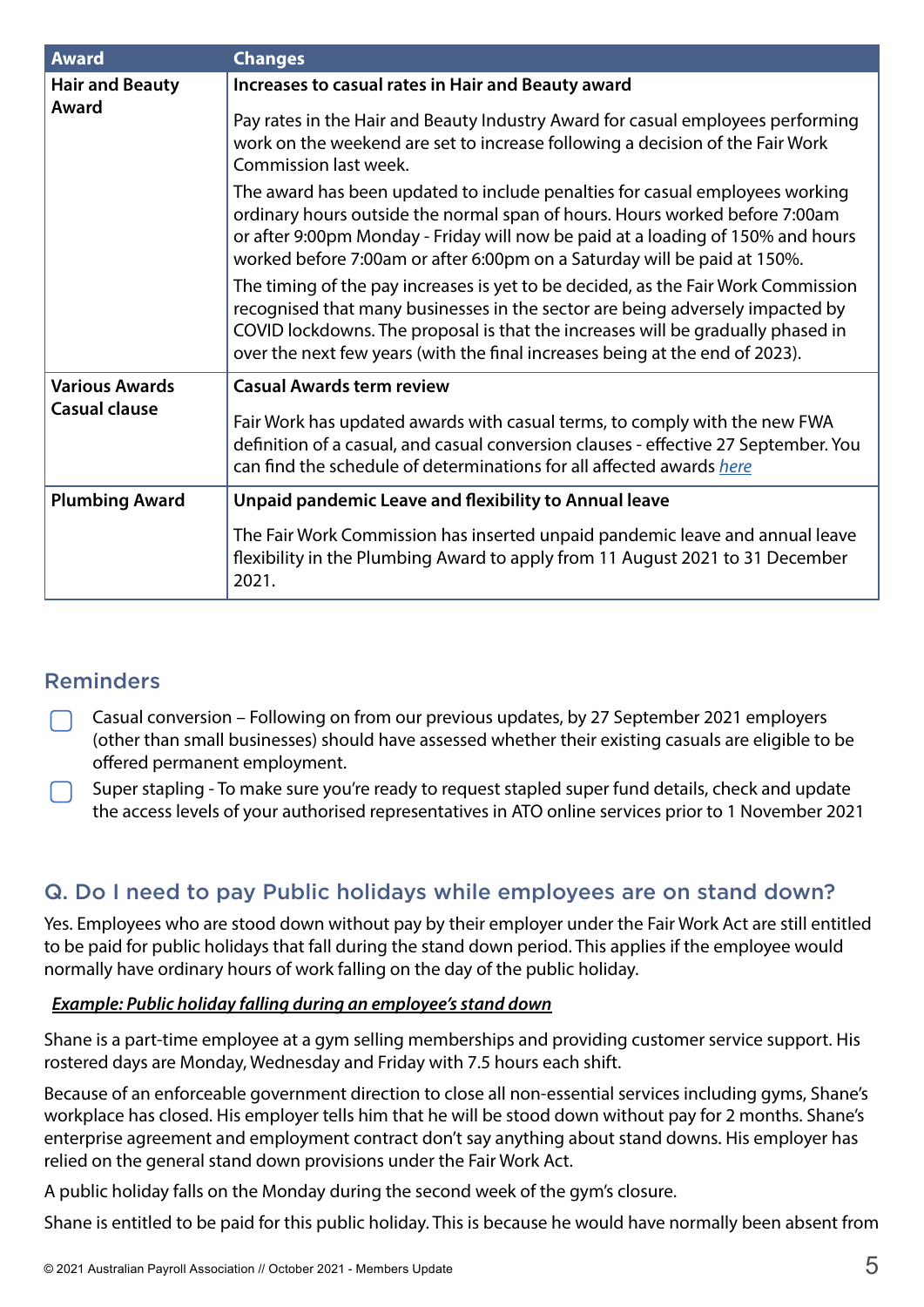| Award | Changes |
| --- | --- |
| **Hair and Beauty Award** | **Increases to casual rates in Hair and Beauty award**<br><br>Pay rates in the Hair and Beauty Industry Award for casual employees performing work on the weekend are set to increase following a decision of the Fair Work Commission last week.<br><br>The award has been updated to include penalties for casual employees working ordinary hours outside the normal span of hours. Hours worked before 7:00am or after 9:00pm Monday - Friday will now be paid at a loading of 150% and hours worked before 7:00am or after 6:00pm on a Saturday will be paid at 150%.<br><br>The timing of the pay increases is yet to be decided, as the Fair Work Commission recognised that many businesses in the sector are being adversely impacted by COVID lockdowns. The proposal is that the increases will be gradually phased in over the next few years (with the final increases being at the end of 2023). |
| **Various Awards Casual clause** | **Casual Awards term review**<br><br>Fair Work has updated awards with casual terms, to comply with the new FWA definition of a casual, and casual conversion clauses - effective 27 September. You can find the schedule of determinations for all affected awards *here* |
| **Plumbing Award** | **Unpaid pandemic Leave and flexibility to Annual leave**<br><br>The Fair Work Commission has inserted unpaid pandemic leave and annual leave flexibility in the Plumbing Award to apply from 11 August 2021 to 31 December 2021. |

## Reminders

- ☐ Casual conversion – Following on from our previous updates, by 27 September 2021 employers (other than small businesses) should have assessed whether their existing casuals are eligible to be offered permanent employment.
- ☐ Super stapling - To make sure you're ready to request stapled super fund details, check and update the access levels of your authorised representatives in ATO online services prior to 1 November 2021

## Q. Do I need to pay Public holidays while employees are on stand down?

Yes. Employees who are stood down without pay by their employer under the Fair Work Act are still entitled to be paid for public holidays that fall during the stand down period. This applies if the employee would normally have ordinary hours of work falling on the day of the public holiday.

***Example: Public holiday falling during an employee's stand down***

Shane is a part-time employee at a gym selling memberships and providing customer service support. His rostered days are Monday, Wednesday and Friday with 7.5 hours each shift.

Because of an enforceable government direction to close all non-essential services including gyms, Shane's workplace has closed. His employer tells him that he will be stood down without pay for 2 months. Shane's enterprise agreement and employment contract don't say anything about stand downs. His employer has relied on the general stand down provisions under the Fair Work Act.

A public holiday falls on the Monday during the second week of the gym's closure.

Shane is entitled to be paid for this public holiday. This is because he would have normally been absent from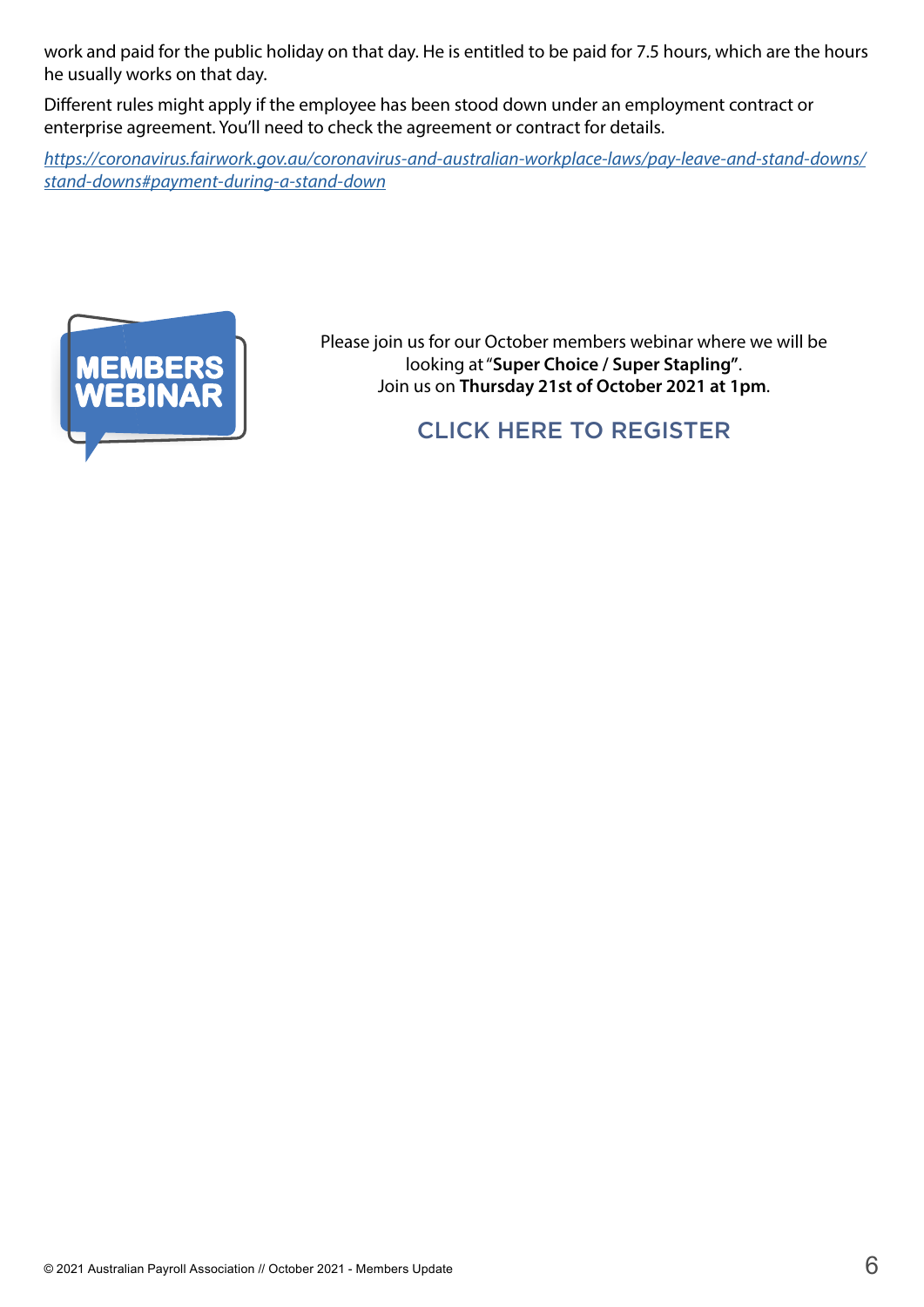work and paid for the public holiday on that day. He is entitled to be paid for 7.5 hours, which are the hours he usually works on that day.

Different rules might apply if the employee has been stood down under an employment contract or enterprise agreement. You'll need to check the agreement or contract for details.

*https://coronavirus.fairwork.gov.au/coronavirus-and-australian-workplace-laws/pay-leave-and-stand-downs/stand-downs#payment-during-a-stand-down*

MEMBERS WEBINAR

Please join us for our October members webinar where we will be looking at "**Super Choice / Super Stapling"**.
Join us on **Thursday 21st of October 2021 at 1pm**.

CLICK HERE TO REGISTER

© 2021 Australian Payroll Association // October 2021 - Members Update